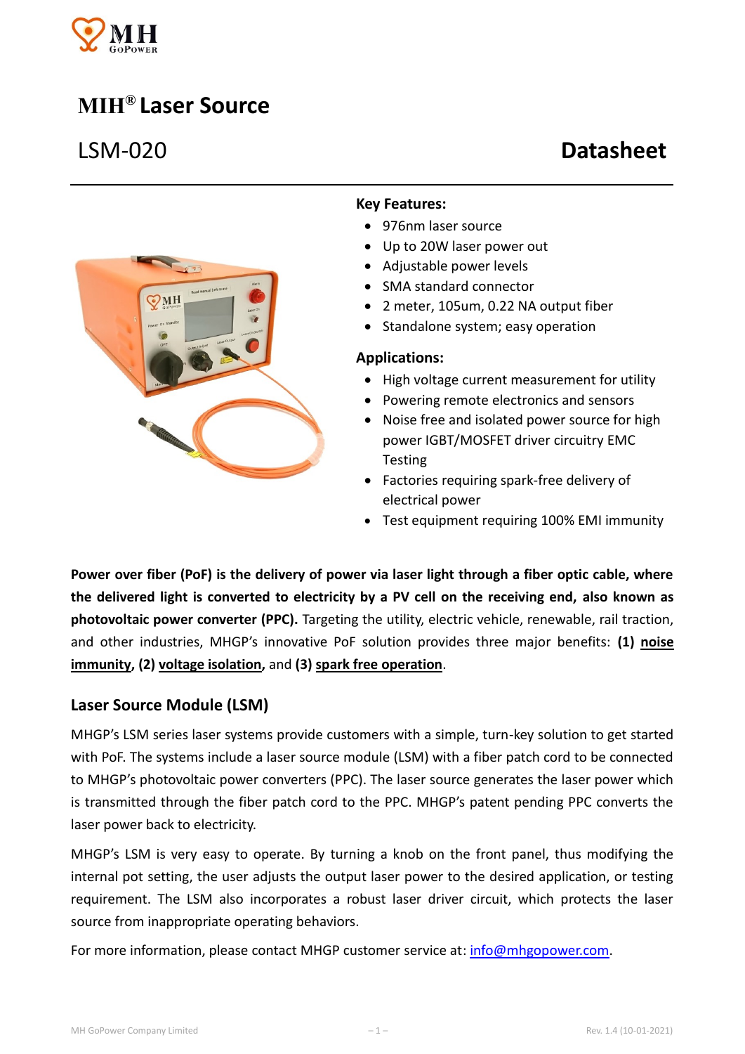# MIH® Laser Source

## LSM-020

## Datasheet

**Key Features:**

- 976nm laser source
- Up to 20W laser power out
- Adjustable power levels
- SMA standard connector
- 2 meter, 105um, 0.22 NA output fiber
- Standalone system; easy operation

**Applications:**

- High voltage current measurement for utility
- Powering remote electronics and sensors
- Noise free and isolated power source for high power IGBT/MOSFET driver circuitry EMC Testing
- Factories requiring spark-free delivery of electrical power
- Test equipment requiring 100% EMI immunity

**Power over fiber (PoF) is the delivery of power via laser light through a fiber optic cable, where the delivered light is converted to electricity by a PV cell on the receiving end, also known as photovoltaic power converter (PPC).** Targeting the utility, electric vehicle, renewable, rail traction, and other industries, MHGP's innovative PoF solution provides three major benefits: **(1) noise immunity**, **(2) voltage isolation**, and **(3) spark free operation**.

## Laser Source Module (LSM)

MHGP's LSM series laser systems provide customers with a simple, turn-key solution to get started with PoF. The systems include a laser source module (LSM) with a fiber patch cord to be connected to MHGP's photovoltaic power converters (PPC). The laser source generates the laser power which is transmitted through the fiber patch cord to the PPC. MHGP's patent pending PPC converts the laser power back to electricity.

MHGP's LSM is very easy to operate. By turning a knob on the front panel, thus modifying the internal pot setting, the user adjusts the output laser power to the desired application, or testing requirement. The LSM also incorporates a robust laser driver circuit, which protects the laser source from inappropriate operating behaviors.

For more information, please contact MHGP customer service at: info@mhgopower.com.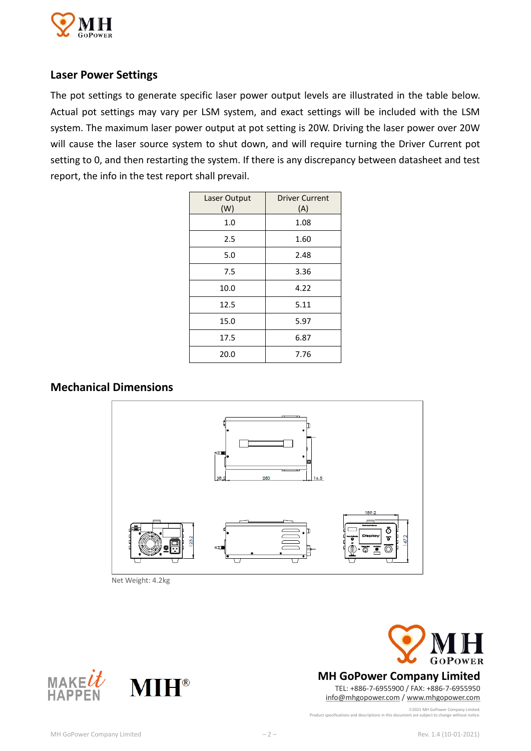## Laser Power Settings

The pot settings to generate specific laser power output levels are illustrated in the table below. Actual pot settings may vary per LSM system, and exact settings will be included with the LSM system. The maximum laser power output at pot setting is 20W. Driving the laser power over 20W will cause the laser source system to shut down, and will require turning the Driver Current pot setting to 0, and then restarting the system. If there is any discrepancy between datasheet and test report, the info in the test report shall prevail.

| Laser Output (W) | Driver Current (A) |
|---|---|
| 1.0 | 1.08 |
| 2.5 | 1.60 |
| 5.0 | 2.48 |
| 7.5 | 3.36 |
| 10.0 | 4.22 |
| 12.5 | 5.11 |
| 15.0 | 5.97 |
| 17.5 | 6.87 |
| 20.0 | 7.76 |

## Mechanical Dimensions

38.2
280
16.5
123.2
189.2
147.2
Display

Net Weight: 4.2kg

MAKE it HAPPEN

MIH®

**MH GoPower Company Limited**

TEL: +886-7-6955900 / FAX: +886-7-6955950

info@mhgopower.com / www.mhgopower.com

©2021 MH GoPower Company Limited.
Product specifications and descriptions in this document are subject to change without notice.